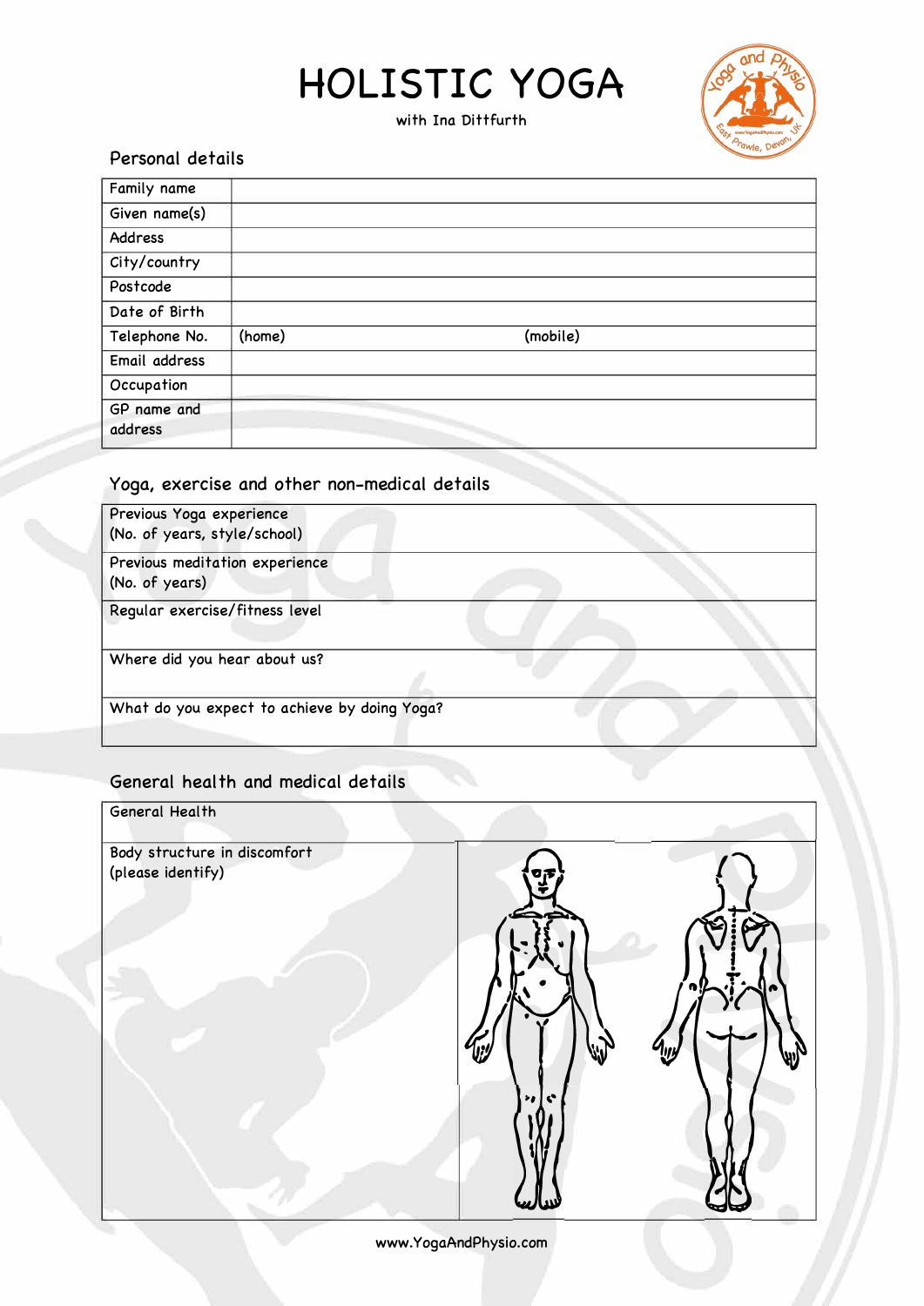# HOLISTIC YOGA

with Ina Dittfurth

## Personal details

| | |
|---|---|
| Family name | |
| Given name(s) | |
| Address | |
| City/country | |
| Postcode | |
| Date of Birth | |
| Telephone No. | (home) (mobile) |
| Email address | |
| Occupation | |
| GP name and address | |

## Yoga, exercise and other non-medical details

| |
|---|
| Previous Yoga experience (No. of years, style/school) |
| Previous meditation experience (No. of years) |
| Regular exercise/fitness level |
| Where did you hear about us? |
| What do you expect to achieve by doing Yoga? |

## General health and medical details

| | |
|---|---|
| General Health | |
| Body structure in discomfort (please identify) | |

www.YogaAndPhysio.com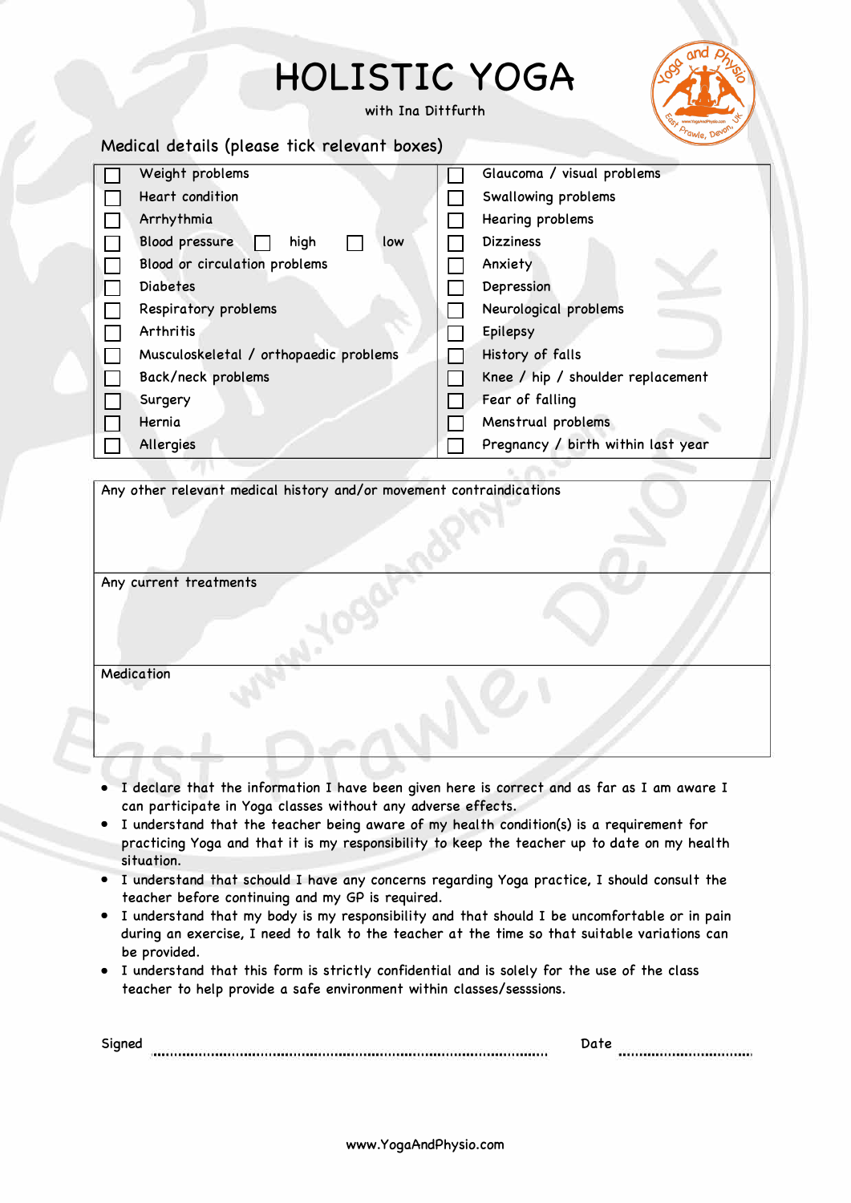# HOLISTIC YOGA

with Ina Dittfurth

Medical details (please tick relevant boxes)

| | |
|---|---|
| ☐ Weight problems | ☐ Glaucoma / visual problems |
| ☐ Heart condition | ☐ Swallowing problems |
| ☐ Arrhythmia | ☐ Hearing problems |
| ☐ Blood pressure ☐ high ☐ low | ☐ Dizziness |
| ☐ Blood or circulation problems | ☐ Anxiety |
| ☐ Diabetes | ☐ Depression |
| ☐ Respiratory problems | ☐ Neurological problems |
| ☐ Arthritis | ☐ Epilepsy |
| ☐ Musculoskeletal / orthopaedic problems | ☐ History of falls |
| ☐ Back/neck problems | ☐ Knee / hip / shoulder replacement |
| ☐ Surgery | ☐ Fear of falling |
| ☐ Hernia | ☐ Menstrual problems |
| ☐ Allergies | ☐ Pregnancy / birth within last year |

Any other relevant medical history and/or movement contraindications

Any current treatments

Medication

- I declare that the information I have been given here is correct and as far as I am aware I can participate in Yoga classes without any adverse effects.
- I understand that the teacher being aware of my health condition(s) is a requirement for practicing Yoga and that it is my responsibility to keep the teacher up to date on my health situation.
- I understand that schould I have any concerns regarding Yoga practice, I should consult the teacher before continuing and my GP is required.
- I understand that my body is my responsibility and that should I be uncomfortable or in pain during an exercise, I need to talk to the teacher at the time so that suitable variations can be provided.
- I understand that this form is strictly confidential and is solely for the use of the class teacher to help provide a safe environment within classes/sesssions.

Signed ..................................................................... Date ...........................

www.YogaAndPhysio.com